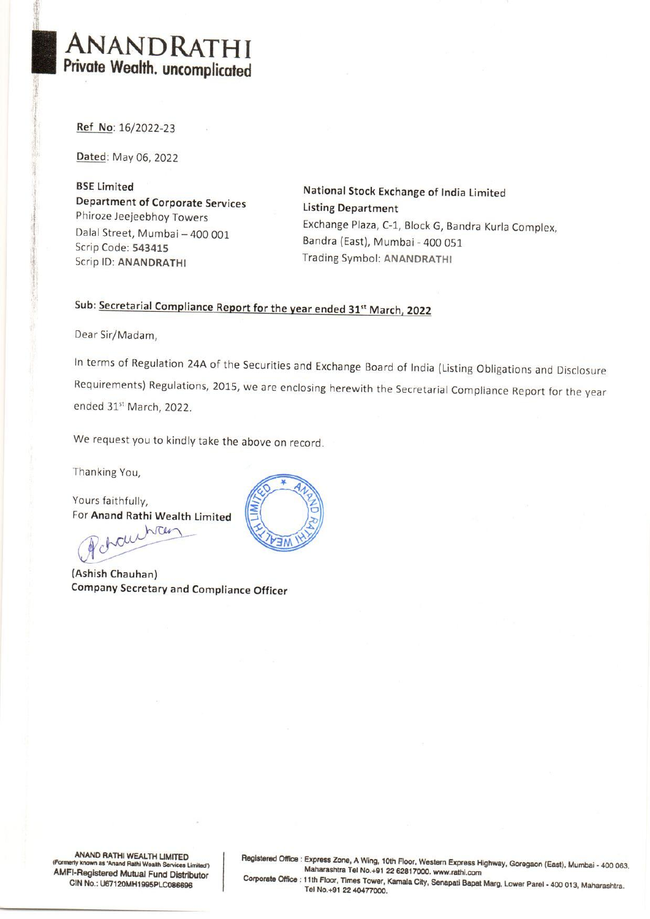# ANANDRATHI
**Private Wealth. uncomplicated**

**Ref No**: 16/2022-23

**Dated**: May 06, 2022

**BSE Limited**
**Department of Corporate Services**
Phiroze Jeejeebhoy Towers
Dalal Street, Mumbai – 400 001
Scrip Code: **543415**
Scrip ID: **ANANDRATHI**

**National Stock Exchange of India Limited**
**Listing Department**
Exchange Plaza, C-1, Block G, Bandra Kurla Complex,
Bandra (East), Mumbai - 400 051
Trading Symbol: **ANANDRATHI**

**Sub: Secretarial Compliance Report for the year ended 31st March, 2022**

Dear Sir/Madam,

In terms of Regulation 24A of the Securities and Exchange Board of India (Listing Obligations and Disclosure Requirements) Regulations, 2015, we are enclosing herewith the Secretarial Compliance Report for the year ended 31st March, 2022.

We request you to kindly take the above on record.

Thanking You,

Yours faithfully,
For **Anand Rathi Wealth Limited**

(Ashish Chauhan)
**Company Secretary and Compliance Officer**

**ANAND RATHI WEALTH LIMITED**
(Formerly known as 'Anand Rathi Wealth Services Limited')
**AMFI-Registered Mutual Fund Distributor**
CIN No.: U67120MH1995PLC086696

Registered Office : Express Zone, A Wing, 10th Floor, Western Express Highway, Goregaon (East), Mumbai - 400 063, Maharashtra Tel No.+91 22 62817000. www.rathi.com
Corporate Office : 11th Floor, Times Tower, Kamala City, Senapati Bapat Marg, Lower Parel - 400 013, Maharashtra. Tel No.+91 22 40477000.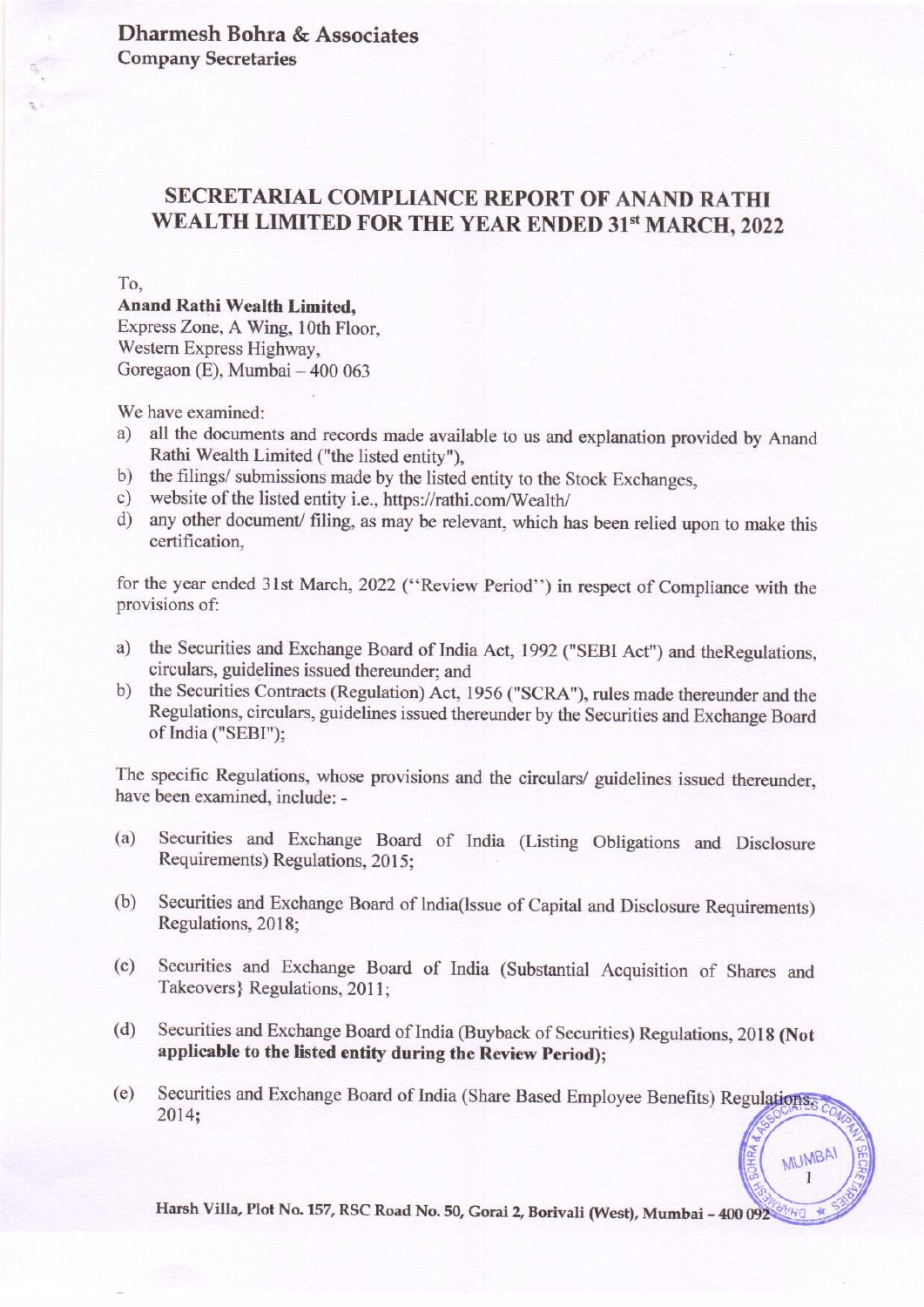**Dharmesh Bohra & Associates**
**Company Secretaries**

## SECRETARIAL COMPLIANCE REPORT OF ANAND RATHI WEALTH LIMITED FOR THE YEAR ENDED 31st MARCH, 2022

To,

**Anand Rathi Wealth Limited,**
Express Zone, A Wing, 10th Floor,
Western Express Highway,
Goregaon (E), Mumbai – 400 063

We have examined:

a) all the documents and records made available to us and explanation provided by Anand Rathi Wealth Limited ("the listed entity"),
b) the filings/ submissions made by the listed entity to the Stock Exchanges,
c) website of the listed entity i.e., https://rathi.com/Wealth/
d) any other document/ filing, as may be relevant, which has been relied upon to make this certification,

for the year ended 31st March, 2022 ("Review Period") in respect of Compliance with the provisions of:

a) the Securities and Exchange Board of India Act, 1992 ("SEBI Act") and theRegulations, circulars, guidelines issued thereunder; and
b) the Securities Contracts (Regulation) Act, 1956 ("SCRA"), rules made thereunder and the Regulations, circulars, guidelines issued thereunder by the Securities and Exchange Board of India ("SEBI");

The specific Regulations, whose provisions and the circulars/ guidelines issued thereunder, have been examined, include: -

(a) Securities and Exchange Board of India (Listing Obligations and Disclosure Requirements) Regulations, 2015;

(b) Securities and Exchange Board of India(Issue of Capital and Disclosure Requirements) Regulations, 2018;

(c) Securities and Exchange Board of India (Substantial Acquisition of Shares and Takeovers} Regulations, 2011;

(d) Securities and Exchange Board of India (Buyback of Securities) Regulations, 2018 **(Not applicable to the listed entity during the Review Period);**

(e) Securities and Exchange Board of India (Share Based Employee Benefits) Regulations, 2014;

Harsh Villa, Plot No. 157, RSC Road No. 50, Gorai 2, Borivali (West), Mumbai – 400 092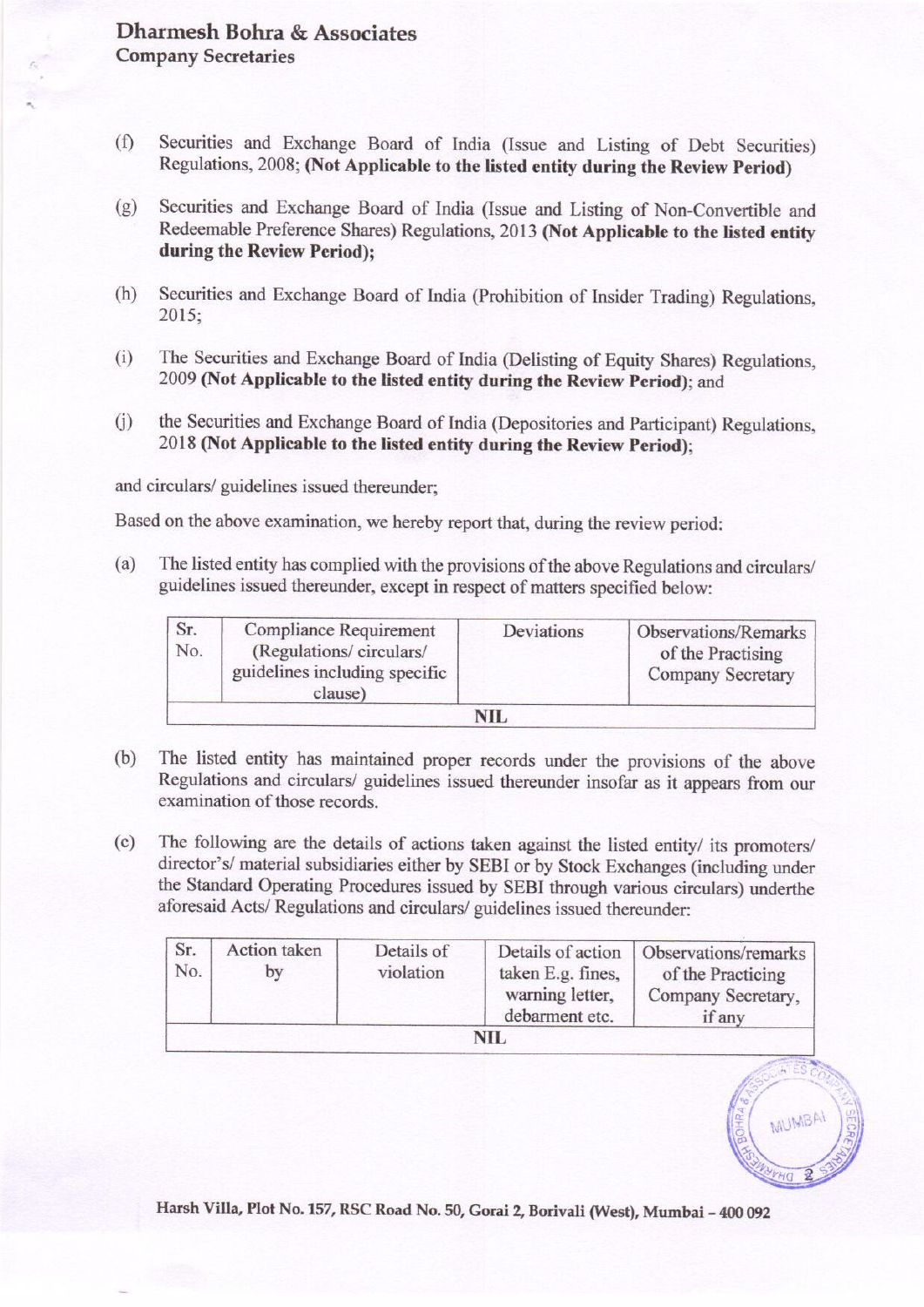(f) Securities and Exchange Board of India (Issue and Listing of Debt Securities) Regulations, 2008; **(Not Applicable to the listed entity during the Review Period)**

(g) Securities and Exchange Board of India (Issue and Listing of Non-Convertible and Redeemable Preference Shares) Regulations, 2013 **(Not Applicable to the listed entity during the Review Period);**

(h) Securities and Exchange Board of India (Prohibition of Insider Trading) Regulations, 2015;

(i) The Securities and Exchange Board of India (Delisting of Equity Shares) Regulations, 2009 **(Not Applicable to the listed entity during the Review Period)**; and

(j) the Securities and Exchange Board of India (Depositories and Participant) Regulations, 2018 **(Not Applicable to the listed entity during the Review Period)**;

and circulars/ guidelines issued thereunder;

Based on the above examination, we hereby report that, during the review period:

(a) The listed entity has complied with the provisions of the above Regulations and circulars/ guidelines issued thereunder, except in respect of matters specified below:

| Sr. No. | Compliance Requirement (Regulations/ circulars/ guidelines including specific clause) | Deviations | Observations/Remarks of the Practising Company Secretary |
|---|---|---|---|
| NIL | | | |

(b) The listed entity has maintained proper records under the provisions of the above Regulations and circulars/ guidelines issued thereunder insofar as it appears from our examination of those records.

(c) The following are the details of actions taken against the listed entity/ its promoters/ director's/ material subsidiaries either by SEBI or by Stock Exchanges (including under the Standard Operating Procedures issued by SEBI through various circulars) underthe aforesaid Acts/ Regulations and circulars/ guidelines issued thereunder:

| Sr. No. | Action taken by | Details of violation | Details of action taken E.g. fines, warning letter, debarment etc. | Observations/remarks of the Practicing Company Secretary, if any |
|---|---|---|---|---|
| NIL | | | | |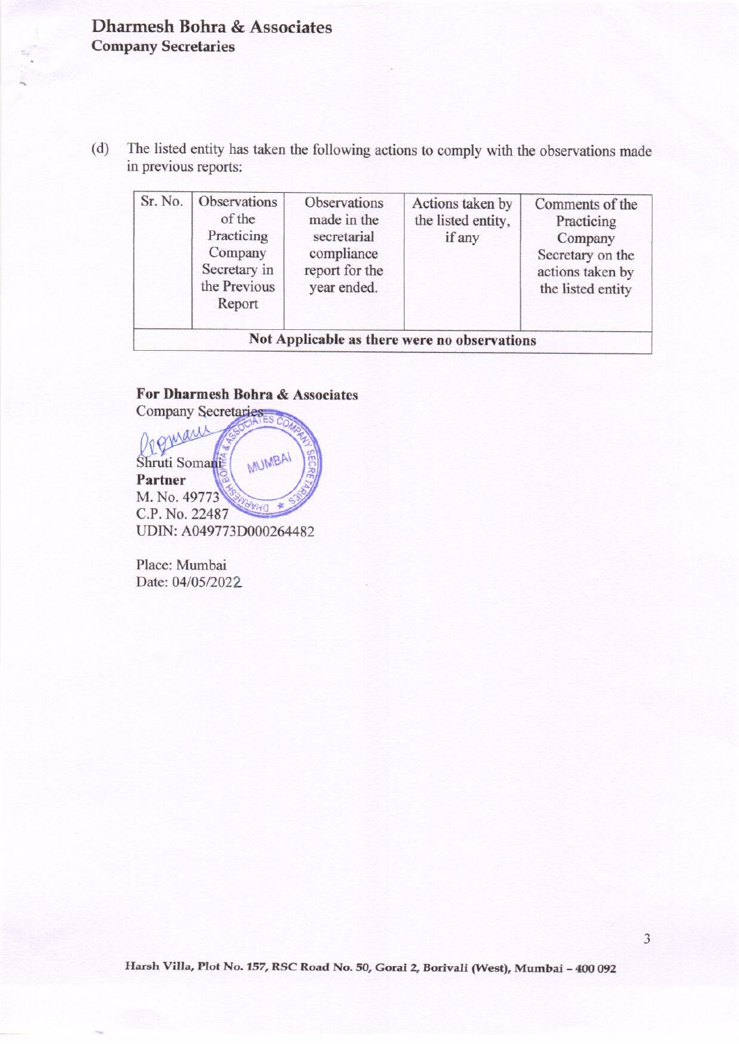# Dharmesh Bohra & Associates
**Company Secretaries**

(d) The listed entity has taken the following actions to comply with the observations made in previous reports:

| Sr. No. | Observations of the Practicing Company Secretary in the Previous Report | Observations made in the secretarial compliance report for the year ended. | Actions taken by the listed entity, if any | Comments of the Practicing Company Secretary on the actions taken by the listed entity |
|---|---|---|---|---|
| **Not Applicable as there were no observations** | | | | |

**For Dharmesh Bohra & Associates**
Company Secretaries

Shruti Somani
**Partner**
M. No. 49773
C.P. No. 22487
UDIN: A049773D000264482

Place: Mumbai
Date: 04/05/2022

Harsh Villa, Plot No. 157, RSC Road No. 50, Gorai 2, Borivali (West), Mumbai – 400 092